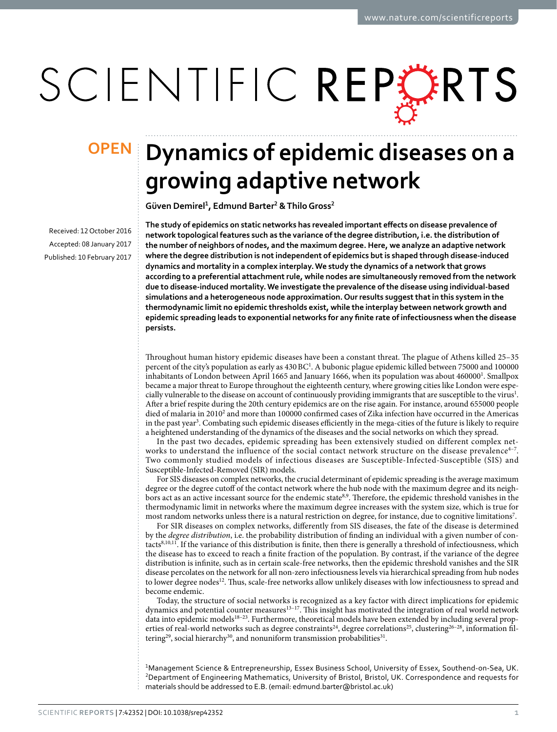# Dynamics of epidemic diseases on a growing adaptive network

**Güven Demirel[1], Edmund Barter[2] & Thilo Gross[2]**

Received: 12 October 2016

Accepted: 08 January 2017

Published: 10 February 2017

**The study of epidemics on static networks has revealed important effects on disease prevalence of network topological features such as the variance of the degree distribution, i.e. the distribution of the number of neighbors of nodes, and the maximum degree. Here, we analyze an adaptive network where the degree distribution is not independent of epidemics but is shaped through disease-induced dynamics and mortality in a complex interplay. We study the dynamics of a network that grows according to a preferential attachment rule, while nodes are simultaneously removed from the network due to disease-induced mortality. We investigate the prevalence of the disease using individual-based simulations and a heterogeneous node approximation. Our results suggest that in this system in the thermodynamic limit no epidemic thresholds exist, while the interplay between network growth and epidemic spreading leads to exponential networks for any finite rate of infectiousness when the disease persists.**

Throughout human history epidemic diseases have been a constant threat. The plague of Athens killed 25–35 percent of the city's population as early as 430 BC[1]. A bubonic plague epidemic killed between 75000 and 100000 inhabitants of London between April 1665 and January 1666, when its population was about 460000[1]. Smallpox became a major threat to Europe throughout the eighteenth century, where growing cities like London were especially vulnerable to the disease on account of continuously providing immigrants that are susceptible to the virus[1]. After a brief respite during the 20th century epidemics are on the rise again. For instance, around 655000 people died of malaria in 2010[2] and more than 100000 confirmed cases of Zika infection have occurred in the Americas in the past year[3]. Combating such epidemic diseases efficiently in the mega-cities of the future is likely to require a heightened understanding of the dynamics of the diseases and the social networks on which they spread.

In the past two decades, epidemic spreading has been extensively studied on different complex networks to understand the influence of the social contact network structure on the disease prevalence[4–7]. Two commonly studied models of infectious diseases are Susceptible-Infected-Susceptible (SIS) and Susceptible-Infected-Removed (SIR) models.

For SIS diseases on complex networks, the crucial determinant of epidemic spreading is the average maximum degree or the degree cutoff of the contact network where the hub node with the maximum degree and its neighbors act as an active incessant source for the endemic state[8,9]. Therefore, the epidemic threshold vanishes in the thermodynamic limit in networks where the maximum degree increases with the system size, which is true for most random networks unless there is a natural restriction on degree, for instance, due to cognitive limitations[7].

For SIR diseases on complex networks, differently from SIS diseases, the fate of the disease is determined by the *degree distribution*, i.e. the probability distribution of finding an individual with a given number of contacts[8,10,11]. If the variance of this distribution is finite, then there is generally a threshold of infectiousness, which the disease has to exceed to reach a finite fraction of the population. By contrast, if the variance of the degree distribution is infinite, such as in certain scale-free networks, then the epidemic threshold vanishes and the SIR disease percolates on the network for all non-zero infectiousness levels via hierarchical spreading from hub nodes to lower degree nodes[12]. Thus, scale-free networks allow unlikely diseases with low infectiousness to spread and become endemic.

Today, the structure of social networks is recognized as a key factor with direct implications for epidemic dynamics and potential counter measures[13–17]. This insight has motivated the integration of real world network data into epidemic models[18–23]. Furthermore, theoretical models have been extended by including several properties of real-world networks such as degree constraints[24], degree correlations[25], clustering[26–28], information filtering[29], social hierarchy[30], and nonuniform transmission probabilities[31].

[1]Management Science & Entrepreneurship, Essex Business School, University of Essex, Southend-on-Sea, UK. [2]Department of Engineering Mathematics, University of Bristol, Bristol, UK. Correspondence and requests for materials should be addressed to E.B. (email: edmund.barter@bristol.ac.uk)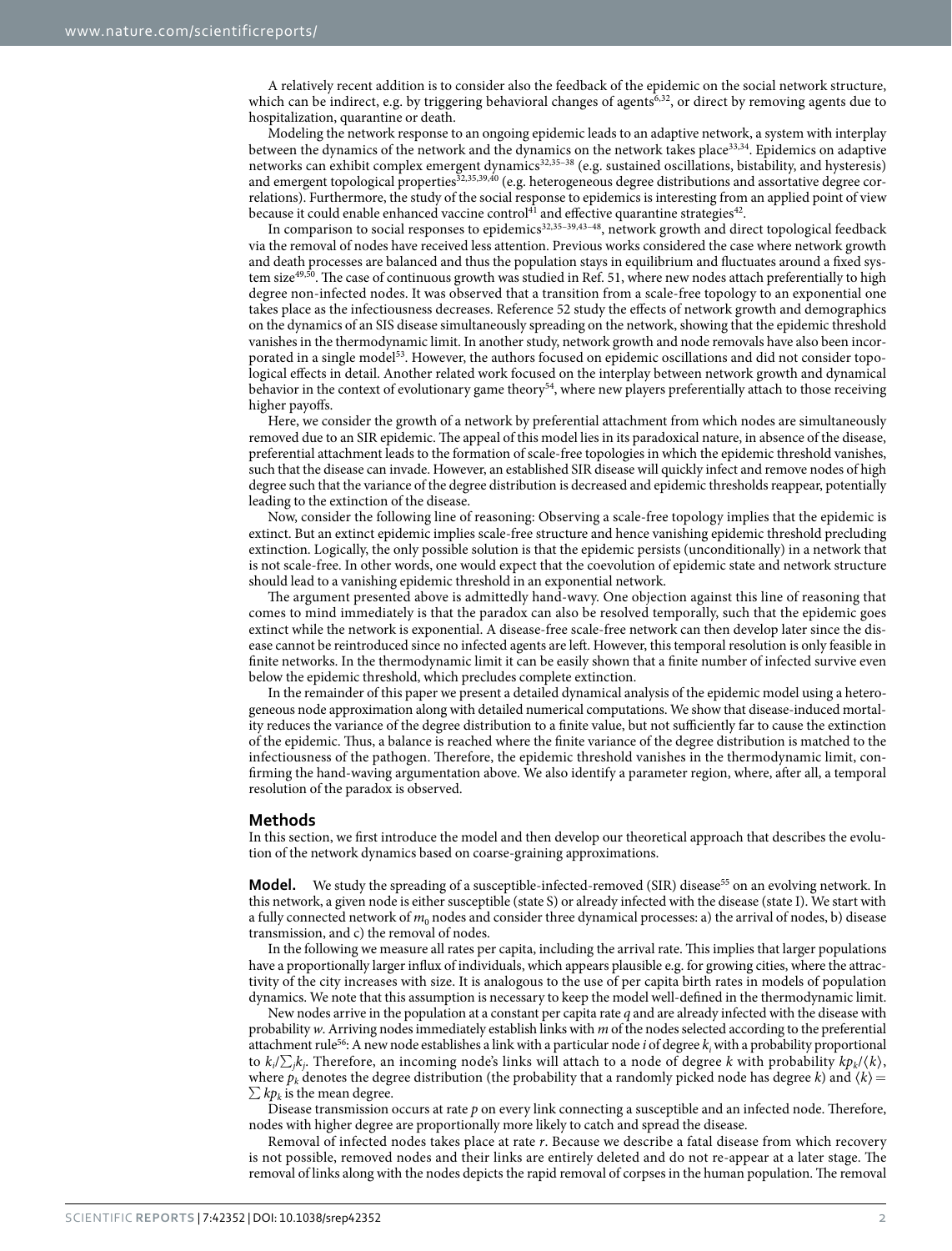A relatively recent addition is to consider also the feedback of the epidemic on the social network structure, which can be indirect, e.g. by triggering behavioral changes of agents[6,32], or direct by removing agents due to hospitalization, quarantine or death.

Modeling the network response to an ongoing epidemic leads to an adaptive network, a system with interplay between the dynamics of the network and the dynamics on the network takes place[33,34]. Epidemics on adaptive networks can exhibit complex emergent dynamics[32,35–38] (e.g. sustained oscillations, bistability, and hysteresis) and emergent topological properties[32,35,39,40] (e.g. heterogeneous degree distributions and assortative degree correlations). Furthermore, the study of the social response to epidemics is interesting from an applied point of view because it could enable enhanced vaccine control[41] and effective quarantine strategies[42].

In comparison to social responses to epidemics[32,35–39,43–48], network growth and direct topological feedback via the removal of nodes have received less attention. Previous works considered the case where network growth and death processes are balanced and thus the population stays in equilibrium and fluctuates around a fixed system size[49,50]. The case of continuous growth was studied in Ref. 51, where new nodes attach preferentially to high degree non-infected nodes. It was observed that a transition from a scale-free topology to an exponential one takes place as the infectiousness decreases. Reference 52 study the effects of network growth and demographics on the dynamics of an SIS disease simultaneously spreading on the network, showing that the epidemic threshold vanishes in the thermodynamic limit. In another study, network growth and node removals have also been incorporated in a single model[53]. However, the authors focused on epidemic oscillations and did not consider topological effects in detail. Another related work focused on the interplay between network growth and dynamical behavior in the context of evolutionary game theory[54], where new players preferentially attach to those receiving higher payoffs.

Here, we consider the growth of a network by preferential attachment from which nodes are simultaneously removed due to an SIR epidemic. The appeal of this model lies in its paradoxical nature, in absence of the disease, preferential attachment leads to the formation of scale-free topologies in which the epidemic threshold vanishes, such that the disease can invade. However, an established SIR disease will quickly infect and remove nodes of high degree such that the variance of the degree distribution is decreased and epidemic thresholds reappear, potentially leading to the extinction of the disease.

Now, consider the following line of reasoning: Observing a scale-free topology implies that the epidemic is extinct. But an extinct epidemic implies scale-free structure and hence vanishing epidemic threshold precluding extinction. Logically, the only possible solution is that the epidemic persists (unconditionally) in a network that is not scale-free. In other words, one would expect that the coevolution of epidemic state and network structure should lead to a vanishing epidemic threshold in an exponential network.

The argument presented above is admittedly hand-wavy. One objection against this line of reasoning that comes to mind immediately is that the paradox can also be resolved temporally, such that the epidemic goes extinct while the network is exponential. A disease-free scale-free network can then develop later since the disease cannot be reintroduced since no infected agents are left. However, this temporal resolution is only feasible in finite networks. In the thermodynamic limit it can be easily shown that a finite number of infected survive even below the epidemic threshold, which precludes complete extinction.

In the remainder of this paper we present a detailed dynamical analysis of the epidemic model using a heterogeneous node approximation along with detailed numerical computations. We show that disease-induced mortality reduces the variance of the degree distribution to a finite value, but not sufficiently far to cause the extinction of the epidemic. Thus, a balance is reached where the finite variance of the degree distribution is matched to the infectiousness of the pathogen. Therefore, the epidemic threshold vanishes in the thermodynamic limit, confirming the hand-waving argumentation above. We also identify a parameter region, where, after all, a temporal resolution of the paradox is observed.

## Methods

In this section, we first introduce the model and then develop our theoretical approach that describes the evolution of the network dynamics based on coarse-graining approximations.

**Model.** We study the spreading of a susceptible-infected-removed (SIR) disease[55] on an evolving network. In this network, a given node is either susceptible (state S) or already infected with the disease (state I). We start with a fully connected network of $m_0$ nodes and consider three dynamical processes: a) the arrival of nodes, b) disease transmission, and c) the removal of nodes.

In the following we measure all rates per capita, including the arrival rate. This implies that larger populations have a proportionally larger influx of individuals, which appears plausible e.g. for growing cities, where the attractivity of the city increases with size. It is analogous to the use of per capita birth rates in models of population dynamics. We note that this assumption is necessary to keep the model well-defined in the thermodynamic limit.

New nodes arrive in the population at a constant per capita rate $q$ and are already infected with the disease with probability $w$. Arriving nodes immediately establish links with $m$ of the nodes selected according to the preferential attachment rule[56]: A new node establishes a link with a particular node $i$ of degree $k_i$ with a probability proportional to $k_i/\sum_j k_j$. Therefore, an incoming node's links will attach to a node of degree $k$ with probability $kp_k/\langle k\rangle$, where $p_k$ denotes the degree distribution (the probability that a randomly picked node has degree $k$) and $\langle k\rangle = \sum kp_k$ is the mean degree.

Disease transmission occurs at rate $p$ on every link connecting a susceptible and an infected node. Therefore, nodes with higher degree are proportionally more likely to catch and spread the disease.

Removal of infected nodes takes place at rate $r$. Because we describe a fatal disease from which recovery is not possible, removed nodes and their links are entirely deleted and do not re-appear at a later stage. The removal of links along with the nodes depicts the rapid removal of corpses in the human population. The removal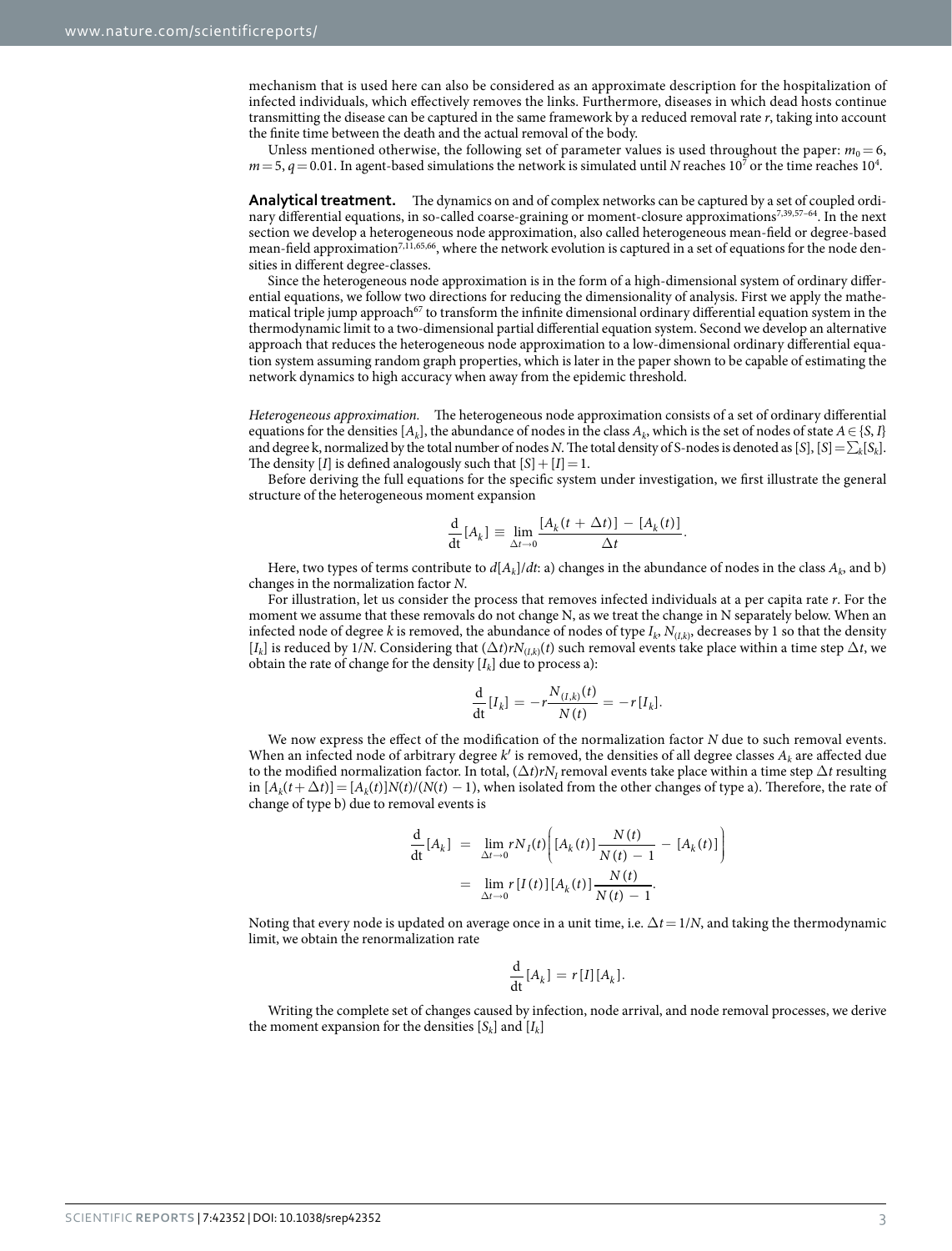mechanism that is used here can also be considered as an approximate description for the hospitalization of infected individuals, which effectively removes the links. Furthermore, diseases in which dead hosts continue transmitting the disease can be captured in the same framework by a reduced removal rate $r$, taking into account the finite time between the death and the actual removal of the body.

Unless mentioned otherwise, the following set of parameter values is used throughout the paper: $m_0 = 6$, $m = 5$, $q = 0.01$. In agent-based simulations the network is simulated until $N$ reaches $10^7$ or the time reaches $10^4$.

**Analytical treatment.** The dynamics on and of complex networks can be captured by a set of coupled ordinary differential equations, in so-called coarse-graining or moment-closure approximations[7,39,57–64]. In the next section we develop a heterogeneous node approximation, also called heterogeneous mean-field or degree-based mean-field approximation[7,11,65,66], where the network evolution is captured in a set of equations for the node densities in different degree-classes.

Since the heterogeneous node approximation is in the form of a high-dimensional system of ordinary differential equations, we follow two directions for reducing the dimensionality of analysis. First we apply the mathematical triple jump approach[67] to transform the infinite dimensional ordinary differential equation system in the thermodynamic limit to a two-dimensional partial differential equation system. Second we develop an alternative approach that reduces the heterogeneous node approximation to a low-dimensional ordinary differential equation system assuming random graph properties, which is later in the paper shown to be capable of estimating the network dynamics to high accuracy when away from the epidemic threshold.

*Heterogeneous approximation.* The heterogeneous node approximation consists of a set of ordinary differential equations for the densities $[A_k]$, the abundance of nodes in the class $A_k$, which is the set of nodes of state $A \in \{S, I\}$ and degree k, normalized by the total number of nodes $N$. The total density of S-nodes is denoted as $[S]$, $[S] = \sum_k [S_k]$. The density $[I]$ is defined analogously such that $[S] + [I] = 1$.

Before deriving the full equations for the specific system under investigation, we first illustrate the general structure of the heterogeneous moment expansion

$$\frac{\mathrm{d}}{\mathrm{dt}}[A_k] \equiv \lim_{\Delta t \to 0} \frac{[A_k(t + \Delta t)] - [A_k(t)]}{\Delta t}.$$

Here, two types of terms contribute to $d[A_k]/dt$: a) changes in the abundance of nodes in the class $A_k$, and b) changes in the normalization factor $N$.

For illustration, let us consider the process that removes infected individuals at a per capita rate $r$. For the moment we assume that these removals do not change N, as we treat the change in N separately below. When an infected node of degree $k$ is removed, the abundance of nodes of type $I_k$, $N_{(I,k)}$, decreases by 1 so that the density $[I_k]$ is reduced by $1/N$. Considering that $(\Delta t) r N_{(I,k)}(t)$ such removal events take place within a time step $\Delta t$, we obtain the rate of change for the density $[I_k]$ due to process a):

$$\frac{\mathrm{d}}{\mathrm{dt}}[I_k] = -r\frac{N_{(I,k)}(t)}{N(t)} = -r[I_k].$$

We now express the effect of the modification of the normalization factor $N$ due to such removal events. When an infected node of arbitrary degree $k'$ is removed, the densities of all degree classes $A_k$ are affected due to the modified normalization factor. In total, $(\Delta t) r N_I$ removal events take place within a time step $\Delta t$ resulting in $[A_k(t + \Delta t)] = [A_k(t)]N(t)/(N(t) - 1)$, when isolated from the other changes of type a). Therefore, the rate of change of type b) due to removal events is

$$\begin{aligned} \frac{\mathrm{d}}{\mathrm{dt}}[A_k] &= \lim_{\Delta t \to 0} r N_I(t)\left([A_k(t)]\frac{N(t)}{N(t) - 1} - [A_k(t)]\right) \\ &= \lim_{\Delta t \to 0} r[I(t)][A_k(t)]\frac{N(t)}{N(t) - 1}. \end{aligned}$$

Noting that every node is updated on average once in a unit time, i.e. $\Delta t = 1/N$, and taking the thermodynamic limit, we obtain the renormalization rate

$$\frac{\mathrm{d}}{\mathrm{dt}}[A_k] = r[I][A_k].$$

Writing the complete set of changes caused by infection, node arrival, and node removal processes, we derive the moment expansion for the densities $[S_k]$ and $[I_k]$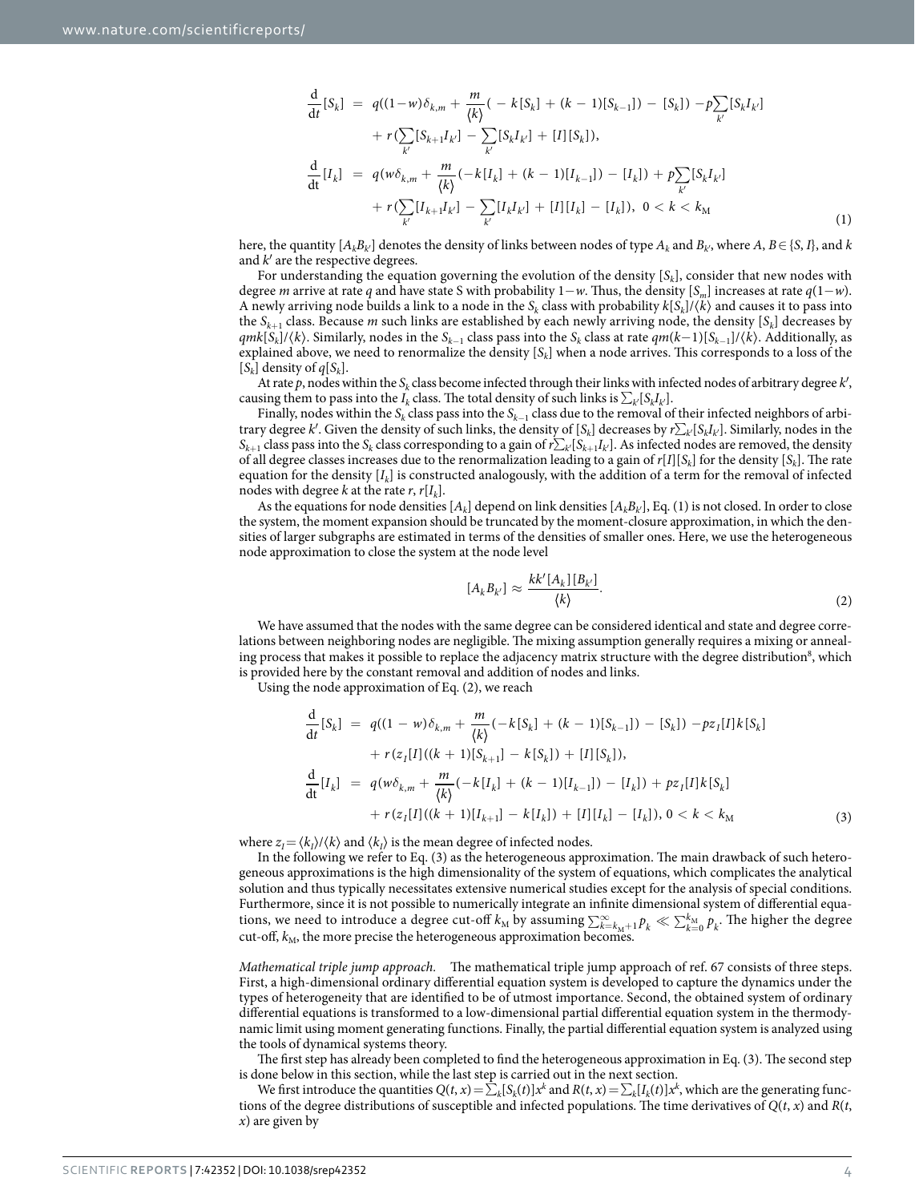$$
\begin{aligned}
\frac{\mathrm{d}}{\mathrm{d}t}[S_k] &= q((1-w)\delta_{k,m} + \frac{m}{\langle k\rangle}(-k[S_k] + (k-1)[S_{k-1}]) - [S_k]) - p\sum_{k'}[S_k I_{k'}] \\
&\quad + r(\sum_{k'}[S_{k+1}I_{k'}] - \sum_{k'}[S_k I_{k'}] + [I][S_k]), \\
\frac{\mathrm{d}}{\mathrm{d}t}[I_k] &= q(w\delta_{k,m} + \frac{m}{\langle k\rangle}(-k[I_k] + (k-1)[I_{k-1}]) - [I_k]) + p\sum_{k'}[S_k I_{k'}] \\
&\quad + r(\sum_{k'}[I_{k+1}I_{k'}] - \sum_{k'}[I_k I_{k'}] + [I][I_k] - [I_k]),\ \ 0 < k < k_{\mathrm{M}}
\end{aligned}
\tag{1}
$$

here, the quantity $[A_k B_{k'}]$ denotes the density of links between nodes of type $A_k$ and $B_{k'}$, where $A, B \in \{S, I\}$, and $k$ and $k'$ are the respective degrees.

For understanding the equation governing the evolution of the density $[S_k]$, consider that new nodes with degree $m$ arrive at rate $q$ and have state S with probability $1-w$. Thus, the density $[S_m]$ increases at rate $q(1-w)$. A newly arriving node builds a link to a node in the $S_k$ class with probability $k[S_k]/\langle k\rangle$ and causes it to pass into the $S_{k+1}$ class. Because $m$ such links are established by each newly arriving node, the density $[S_k]$ decreases by $qmk[S_k]/\langle k\rangle$. Similarly, nodes in the $S_{k-1}$ class pass into the $S_k$ class at rate $qm(k-1)[S_{k-1}]/\langle k\rangle$. Additionally, as explained above, we need to renormalize the density $[S_k]$ when a node arrives. This corresponds to a loss of the $[S_k]$ density of $q[S_k]$.

At rate $p$, nodes within the $S_k$ class become infected through their links with infected nodes of arbitrary degree $k'$, causing them to pass into the $I_k$ class. The total density of such links is $\sum_{k'}[S_k I_{k'}]$.

Finally, nodes within the $S_k$ class pass into the $S_{k-1}$ class due to the removal of their infected neighbors of arbitrary degree $k'$. Given the density of such links, the density of $[S_k]$ decreases by $r\sum_{k'}[S_k I_{k'}]$. Similarly, nodes in the $S_{k+1}$ class pass into the $S_k$ class corresponding to a gain of $r\sum_{k'}[S_{k+1}I_{k'}]$. As infected nodes are removed, the density of all degree classes increases due to the renormalization leading to a gain of $r[I][S_k]$ for the density $[S_k]$. The rate equation for the density $[I_k]$ is constructed analogously, with the addition of a term for the removal of infected nodes with degree $k$ at the rate $r$, $r[I_k]$.

As the equations for node densities $[A_k]$ depend on link densities $[A_k B_{k'}]$, Eq. (1) is not closed. In order to close the system, the moment expansion should be truncated by the moment-closure approximation, in which the densities of larger subgraphs are estimated in terms of the densities of smaller ones. Here, we use the heterogeneous node approximation to close the system at the node level

$$
[A_k B_{k'}] \approx \frac{kk'[A_k][B_{k'}]}{\langle k\rangle}.
\tag{2}
$$

We have assumed that the nodes with the same degree can be considered identical and state and degree correlations between neighboring nodes are negligible. The mixing assumption generally requires a mixing or annealing process that makes it possible to replace the adjacency matrix structure with the degree distribution[8], which is provided here by the constant removal and addition of nodes and links.

Using the node approximation of Eq. (2), we reach

$$
\begin{aligned}
\frac{\mathrm{d}}{\mathrm{d}t}[S_k] &= q((1-w)\delta_{k,m} + \frac{m}{\langle k\rangle}(-k[S_k] + (k-1)[S_{k-1}]) - [S_k]) - pz_I[I]k[S_k] \\
&\quad + r(z_I[I]((k+1)[S_{k+1}] - k[S_k]) + [I][S_k]), \\
\frac{\mathrm{d}}{\mathrm{d}t}[I_k] &= q(w\delta_{k,m} + \frac{m}{\langle k\rangle}(-k[I_k] + (k-1)[I_{k-1}]) - [I_k]) + pz_I[I]k[S_k] \\
&\quad + r(z_I[I]((k+1)[I_{k+1}] - k[I_k]) + [I][I_k] - [I_k]),\ 0 < k < k_{\mathrm{M}}
\end{aligned}
\tag{3}
$$

where $z_I = \langle k_I\rangle/\langle k\rangle$ and $\langle k_I\rangle$ is the mean degree of infected nodes.

In the following we refer to Eq. (3) as the heterogeneous approximation. The main drawback of such heterogeneous approximations is the high dimensionality of the system of equations, which complicates the analytical solution and thus typically necessitates extensive numerical studies except for the analysis of special conditions. Furthermore, since it is not possible to numerically integrate an infinite dimensional system of differential equations, we need to introduce a degree cut-off $k_{\mathrm{M}}$ by assuming $\sum_{k=k_{\mathrm{M}}+1}^{\infty} p_k \ll \sum_{k=0}^{k_{\mathrm{M}}} p_k$. The higher the degree cut-off, $k_{\mathrm{M}}$, the more precise the heterogeneous approximation becomes.

*Mathematical triple jump approach.* The mathematical triple jump approach of ref. 67 consists of three steps. First, a high-dimensional ordinary differential equation system is developed to capture the dynamics under the types of heterogeneity that are identified to be of utmost importance. Second, the obtained system of ordinary differential equations is transformed to a low-dimensional partial differential equation system in the thermodynamic limit using moment generating functions. Finally, the partial differential equation system is analyzed using the tools of dynamical systems theory.

The first step has already been completed to find the heterogeneous approximation in Eq. (3). The second step is done below in this section, while the last step is carried out in the next section.

We first introduce the quantities $Q(t, x) = \sum_k [S_k(t)]x^k$ and $R(t, x) = \sum_k [I_k(t)]x^k$, which are the generating functions of the degree distributions of susceptible and infected populations. The time derivatives of $Q(t, x)$ and $R(t, x)$ are given by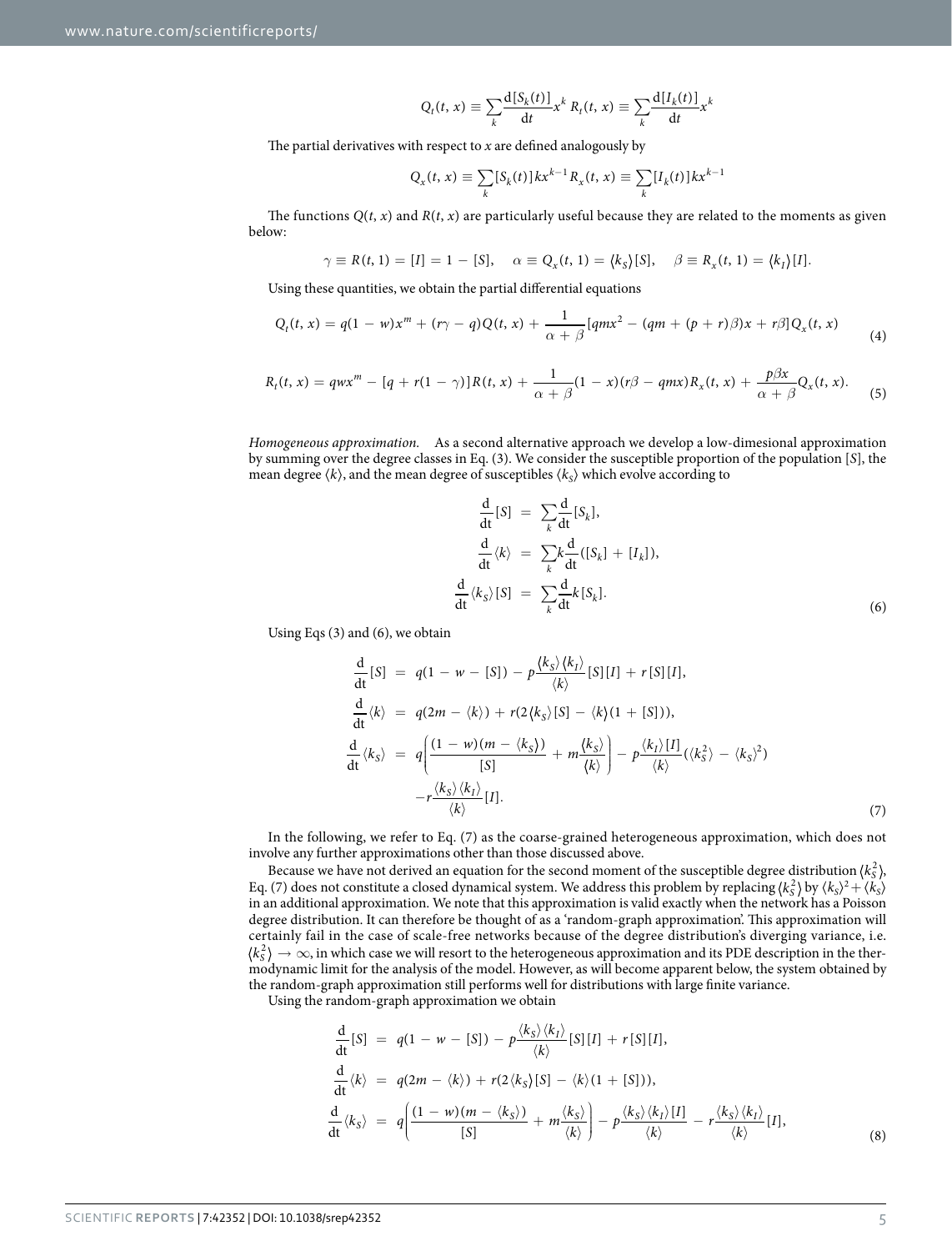$$Q_t(t, x) \equiv \sum_k \frac{\mathrm{d}[S_k(t)]}{\mathrm{d}t} x^k \; R_t(t, x) \equiv \sum_k \frac{\mathrm{d}[I_k(t)]}{\mathrm{d}t} x^k$$

The partial derivatives with respect to $x$ are defined analogously by

$$Q_x(t, x) \equiv \sum_k [S_k(t)] k x^{k-1} \; R_x(t, x) \equiv \sum_k [I_k(t)] k x^{k-1}$$

The functions $Q(t, x)$ and $R(t, x)$ are particularly useful because they are related to the moments as given below:

$$\gamma \equiv R(t, 1) = [I] = 1 - [S], \quad \alpha \equiv Q_x(t, 1) = \langle k_S \rangle [S], \quad \beta \equiv R_x(t, 1) = \langle k_I \rangle [I].$$

Using these quantities, we obtain the partial differential equations

$$Q_t(t, x) = q(1 - w)x^m + (r\gamma - q)Q(t, x) + \frac{1}{\alpha + \beta}[qmx^2 - (qm + (p + r)\beta)x + r\beta]Q_x(t, x) \tag{4}$$

$$R_t(t, x) = qwx^m - [q + r(1 - \gamma)]R(t, x) + \frac{1}{\alpha + \beta}(1 - x)(r\beta - qmx)R_x(t, x) + \frac{p\beta x}{\alpha + \beta}Q_x(t, x). \tag{5}$$

*Homogeneous approximation.* As a second alternative approach we develop a low-dimesional approximation by summing over the degree classes in Eq. (3). We consider the susceptible proportion of the population $[S]$, the mean degree $\langle k \rangle$, and the mean degree of susceptibles $\langle k_S \rangle$ which evolve according to

$$\begin{aligned}
\frac{\mathrm{d}}{\mathrm{dt}}[S] &= \sum_k \frac{\mathrm{d}}{\mathrm{dt}}[S_k], \\
\frac{\mathrm{d}}{\mathrm{dt}}\langle k \rangle &= \sum_k k \frac{\mathrm{d}}{\mathrm{dt}}([S_k] + [I_k]), \\
\frac{\mathrm{d}}{\mathrm{dt}}\langle k_S \rangle [S] &= \sum_k \frac{\mathrm{d}}{\mathrm{dt}} k [S_k].
\end{aligned} \tag{6}$$

Using Eqs (3) and (6), we obtain

$$\begin{aligned}
\frac{\mathrm{d}}{\mathrm{dt}}[S] &= q(1 - w - [S]) - p\frac{\langle k_S \rangle \langle k_I \rangle}{\langle k \rangle}[S][I] + r[S][I], \\
\frac{\mathrm{d}}{\mathrm{dt}}\langle k \rangle &= q(2m - \langle k \rangle) + r(2\langle k_S \rangle [S] - \langle k \rangle (1 + [S])), \\
\frac{\mathrm{d}}{\mathrm{dt}}\langle k_S \rangle &= q\left(\frac{(1 - w)(m - \langle k_S \rangle)}{[S]} + m\frac{\langle k_S \rangle}{\langle k \rangle}\right) - p\frac{\langle k_I \rangle [I]}{\langle k \rangle}(\langle k_S^2 \rangle - \langle k_S \rangle^2) \\
&\quad - r\frac{\langle k_S \rangle \langle k_I \rangle}{\langle k \rangle}[I].
\end{aligned} \tag{7}$$

In the following, we refer to Eq. (7) as the coarse-grained heterogeneous approximation, which does not involve any further approximations other than those discussed above.

Because we have not derived an equation for the second moment of the susceptible degree distribution $\langle k_S^2 \rangle$, Eq. (7) does not constitute a closed dynamical system. We address this problem by replacing $\langle k_S^2 \rangle$ by $\langle k_S \rangle^2 + \langle k_S \rangle$ in an additional approximation. We note that this approximation is valid exactly when the network has a Poisson degree distribution. It can therefore be thought of as a 'random-graph approximation'. This approximation will certainly fail in the case of scale-free networks because of the degree distribution's diverging variance, i.e. $\langle k_S^2 \rangle \to \infty$, in which case we will resort to the heterogeneous approximation and its PDE description in the thermodynamic limit for the analysis of the model. However, as will become apparent below, the system obtained by the random-graph approximation still performs well for distributions with large finite variance.

Using the random-graph approximation we obtain

$$\begin{aligned}
\frac{\mathrm{d}}{\mathrm{dt}}[S] &= q(1 - w - [S]) - p\frac{\langle k_S \rangle \langle k_I \rangle}{\langle k \rangle}[S][I] + r[S][I], \\
\frac{\mathrm{d}}{\mathrm{dt}}\langle k \rangle &= q(2m - \langle k \rangle) + r(2\langle k_S \rangle [S] - \langle k \rangle (1 + [S])), \\
\frac{\mathrm{d}}{\mathrm{dt}}\langle k_S \rangle &= q\left(\frac{(1 - w)(m - \langle k_S \rangle)}{[S]} + m\frac{\langle k_S \rangle}{\langle k \rangle}\right) - p\frac{\langle k_S \rangle \langle k_I \rangle [I]}{\langle k \rangle} - r\frac{\langle k_S \rangle \langle k_I \rangle}{\langle k \rangle}[I],
\end{aligned} \tag{8}$$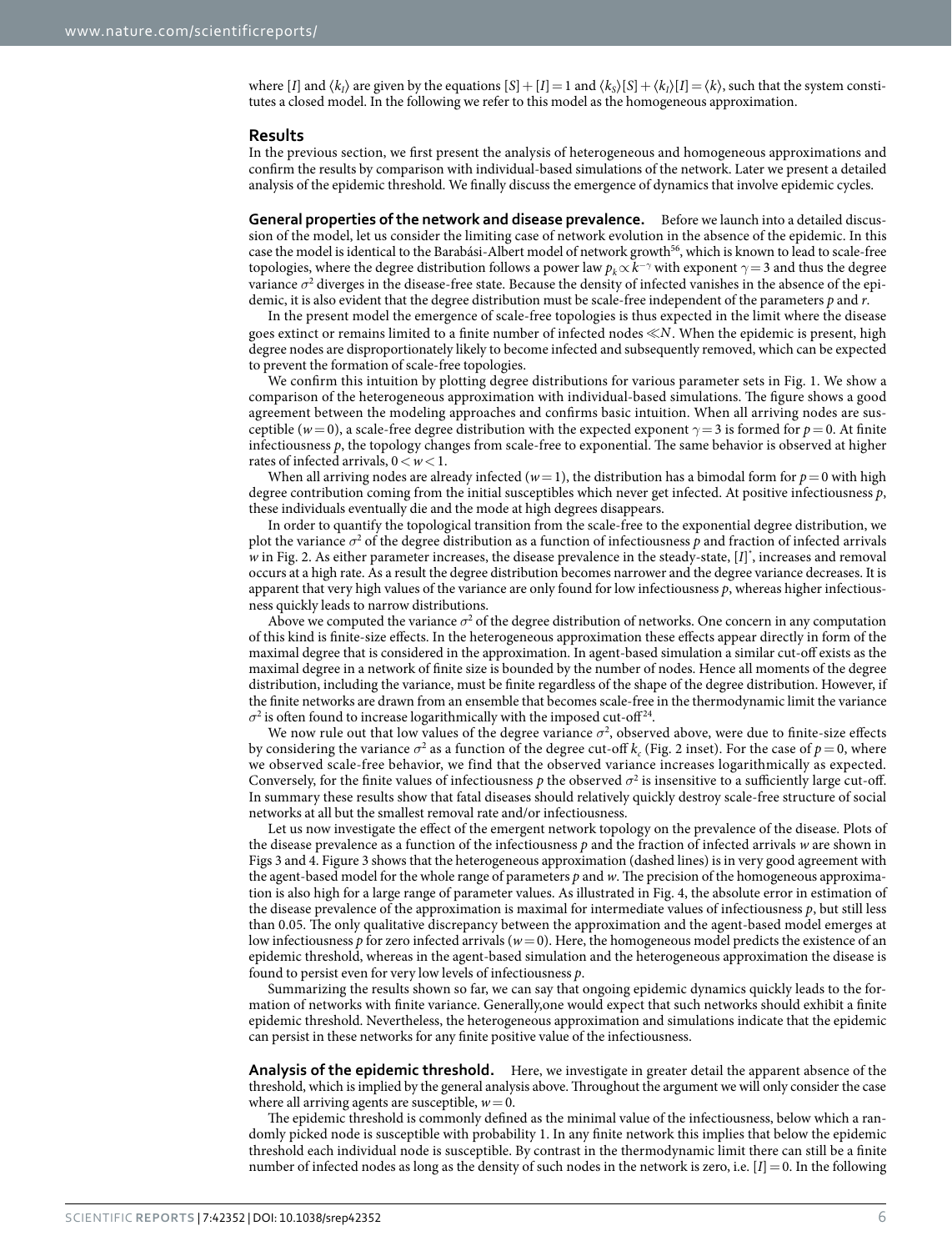where $[I]$ and $\langle k_I \rangle$ are given by the equations $[S] + [I] = 1$ and $\langle k_S \rangle [S] + \langle k_I \rangle [I] = \langle k \rangle$, such that the system constitutes a closed model. In the following we refer to this model as the homogeneous approximation.

## Results

In the previous section, we first present the analysis of heterogeneous and homogeneous approximations and confirm the results by comparison with individual-based simulations of the network. Later we present a detailed analysis of the epidemic threshold. We finally discuss the emergence of dynamics that involve epidemic cycles.

**General properties of the network and disease prevalence.** Before we launch into a detailed discussion of the model, let us consider the limiting case of network evolution in the absence of the epidemic. In this case the model is identical to the Barabási-Albert model of network growth[56], which is known to lead to scale-free topologies, where the degree distribution follows a power law $p_k \propto k^{-\gamma}$ with exponent $\gamma = 3$ and thus the degree variance $\sigma^2$ diverges in the disease-free state. Because the density of infected vanishes in the absence of the epidemic, it is also evident that the degree distribution must be scale-free independent of the parameters $p$ and $r$.

In the present model the emergence of scale-free topologies is thus expected in the limit where the disease goes extinct or remains limited to a finite number of infected nodes $\ll N$. When the epidemic is present, high degree nodes are disproportionately likely to become infected and subsequently removed, which can be expected to prevent the formation of scale-free topologies.

We confirm this intuition by plotting degree distributions for various parameter sets in Fig. 1. We show a comparison of the heterogeneous approximation with individual-based simulations. The figure shows a good agreement between the modeling approaches and confirms basic intuition. When all arriving nodes are susceptible ($w = 0$), a scale-free degree distribution with the expected exponent $\gamma = 3$ is formed for $p = 0$. At finite infectiousness $p$, the topology changes from scale-free to exponential. The same behavior is observed at higher rates of infected arrivals, $0 < w < 1$.

When all arriving nodes are already infected ($w = 1$), the distribution has a bimodal form for $p = 0$ with high degree contribution coming from the initial susceptibles which never get infected. At positive infectiousness $p$, these individuals eventually die and the mode at high degrees disappears.

In order to quantify the topological transition from the scale-free to the exponential degree distribution, we plot the variance $\sigma^2$ of the degree distribution as a function of infectiousness $p$ and fraction of infected arrivals $w$ in Fig. 2. As either parameter increases, the disease prevalence in the steady-state, $[I]^*$, increases and removal occurs at a high rate. As a result the degree distribution becomes narrower and the degree variance decreases. It is apparent that very high values of the variance are only found for low infectiousness $p$, whereas higher infectiousness quickly leads to narrow distributions.

Above we computed the variance $\sigma^2$ of the degree distribution of networks. One concern in any computation of this kind is finite-size effects. In the heterogeneous approximation these effects appear directly in form of the maximal degree that is considered in the approximation. In agent-based simulation a similar cut-off exists as the maximal degree in a network of finite size is bounded by the number of nodes. Hence all moments of the degree distribution, including the variance, must be finite regardless of the shape of the degree distribution. However, if the finite networks are drawn from an ensemble that becomes scale-free in the thermodynamic limit the variance $\sigma^2$ is often found to increase logarithmically with the imposed cut-off[24].

We now rule out that low values of the degree variance $\sigma^2$, observed above, were due to finite-size effects by considering the variance $\sigma^2$ as a function of the degree cut-off $k_c$ (Fig. 2 inset). For the case of $p = 0$, where we observed scale-free behavior, we find that the observed variance increases logarithmically as expected. Conversely, for the finite values of infectiousness $p$ the observed $\sigma^2$ is insensitive to a sufficiently large cut-off. In summary these results show that fatal diseases should relatively quickly destroy scale-free structure of social networks at all but the smallest removal rate and/or infectiousness.

Let us now investigate the effect of the emergent network topology on the prevalence of the disease. Plots of the disease prevalence as a function of the infectiousness $p$ and the fraction of infected arrivals $w$ are shown in Figs 3 and 4. Figure 3 shows that the heterogeneous approximation (dashed lines) is in very good agreement with the agent-based model for the whole range of parameters $p$ and $w$. The precision of the homogeneous approximation is also high for a large range of parameter values. As illustrated in Fig. 4, the absolute error in estimation of the disease prevalence of the approximation is maximal for intermediate values of infectiousness $p$, but still less than 0.05. The only qualitative discrepancy between the approximation and the agent-based model emerges at low infectiousness $p$ for zero infected arrivals ($w = 0$). Here, the homogeneous model predicts the existence of an epidemic threshold, whereas in the agent-based simulation and the heterogeneous approximation the disease is found to persist even for very low levels of infectiousness $p$.

Summarizing the results shown so far, we can say that ongoing epidemic dynamics quickly leads to the formation of networks with finite variance. Generally,one would expect that such networks should exhibit a finite epidemic threshold. Nevertheless, the heterogeneous approximation and simulations indicate that the epidemic can persist in these networks for any finite positive value of the infectiousness.

**Analysis of the epidemic threshold.** Here, we investigate in greater detail the apparent absence of the threshold, which is implied by the general analysis above. Throughout the argument we will only consider the case where all arriving agents are susceptible, $w = 0$.

The epidemic threshold is commonly defined as the minimal value of the infectiousness, below which a randomly picked node is susceptible with probability 1. In any finite network this implies that below the epidemic threshold each individual node is susceptible. By contrast in the thermodynamic limit there can still be a finite number of infected nodes as long as the density of such nodes in the network is zero, i.e. $[I] = 0$. In the following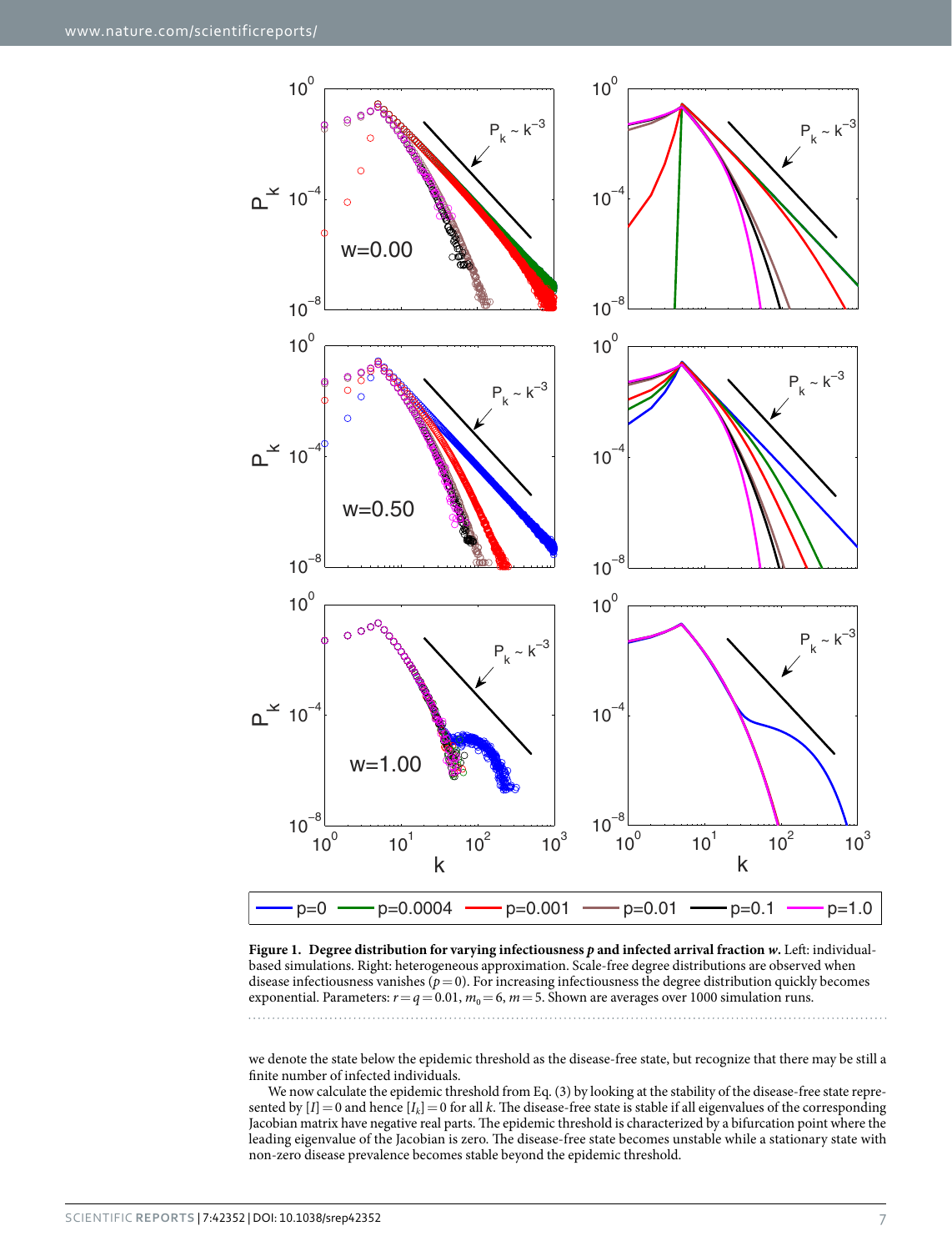**Figure 1. Degree distribution for varying infectiousness *p* and infected arrival fraction *w*.** Left: individual-based simulations. Right: heterogeneous approximation. Scale-free degree distributions are observed when disease infectiousness vanishes ($p = 0$). For increasing infectiousness the degree distribution quickly becomes exponential. Parameters: $r = q = 0.01$, $m_0 = 6$, $m = 5$. Shown are averages over 1000 simulation runs.

we denote the state below the epidemic threshold as the disease-free state, but recognize that there may be still a finite number of infected individuals.

We now calculate the epidemic threshold from Eq. (3) by looking at the stability of the disease-free state represented by $[I] = 0$ and hence $[I_k] = 0$ for all $k$. The disease-free state is stable if all eigenvalues of the corresponding Jacobian matrix have negative real parts. The epidemic threshold is characterized by a bifurcation point where the leading eigenvalue of the Jacobian is zero. The disease-free state becomes unstable while a stationary state with non-zero disease prevalence becomes stable beyond the epidemic threshold.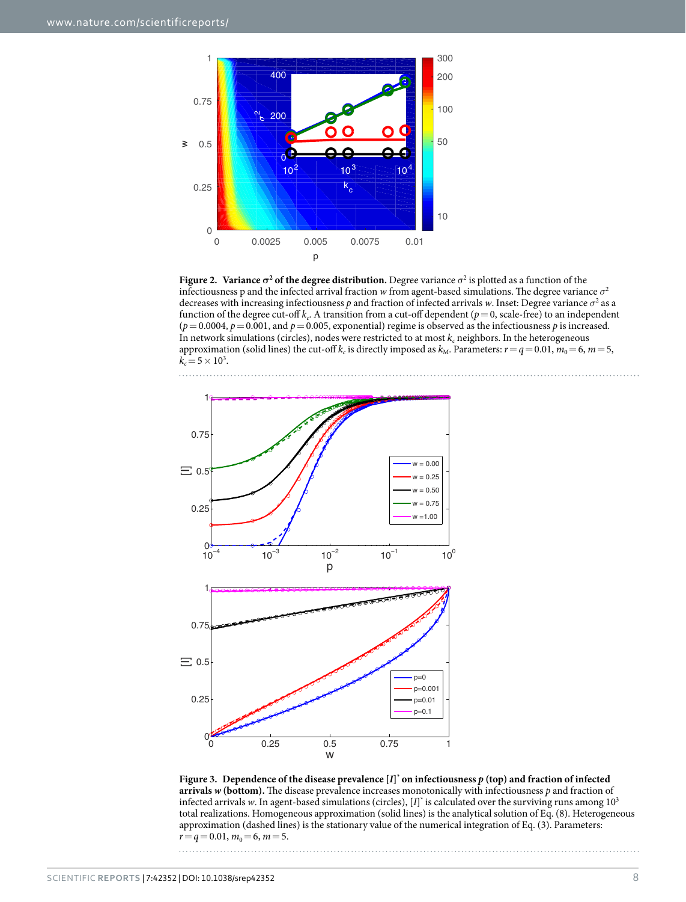**Figure 2. Variance $\sigma^2$ of the degree distribution.** Degree variance $\sigma^2$ is plotted as a function of the infectiousness p and the infected arrival fraction $w$ from agent-based simulations. The degree variance $\sigma^2$ decreases with increasing infectiousness $p$ and fraction of infected arrivals $w$. Inset: Degree variance $\sigma^2$ as a function of the degree cut-off $k_c$. A transition from a cut-off dependent ($p = 0$, scale-free) to an independent ($p = 0.0004$, $p = 0.001$, and $p = 0.005$, exponential) regime is observed as the infectiousness $p$ is increased. In network simulations (circles), nodes were restricted to at most $k_c$ neighbors. In the heterogeneous approximation (solid lines) the cut-off $k_c$ is directly imposed as $k_M$. Parameters: $r = q = 0.01$, $m_0 = 6$, $m = 5$, $k_c = 5 \times 10^3$.

**Figure 3. Dependence of the disease prevalence $[I]^*$ on infectiousness $p$ (top) and fraction of infected arrivals $w$ (bottom).** The disease prevalence increases monotonically with infectiousness $p$ and fraction of infected arrivals $w$. In agent-based simulations (circles), $[I]^*$ is calculated over the surviving runs among $10^3$ total realizations. Homogeneous approximation (solid lines) is the analytical solution of Eq. (8). Heterogeneous approximation (dashed lines) is the stationary value of the numerical integration of Eq. (3). Parameters: $r = q = 0.01$, $m_0 = 6$, $m = 5$.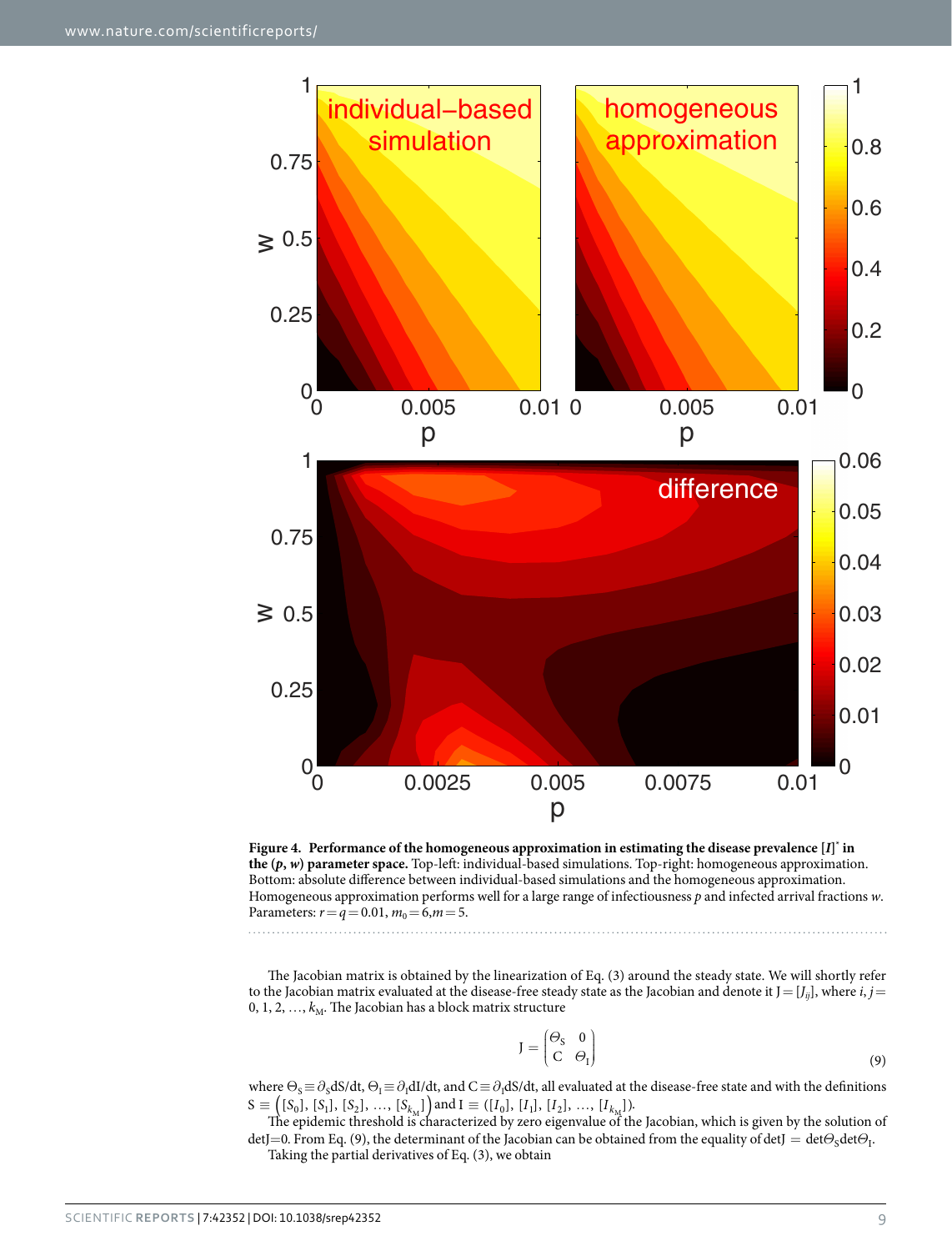**Figure 4. Performance of the homogeneous approximation in estimating the disease prevalence $[I]^*$ in the $(p, w)$ parameter space.** Top-left: individual-based simulations. Top-right: homogeneous approximation. Bottom: absolute difference between individual-based simulations and the homogeneous approximation. Homogeneous approximation performs well for a large range of infectiousness $p$ and infected arrival fractions $w$. Parameters: $r = q = 0.01$, $m_0 = 6, m = 5$.

The Jacobian matrix is obtained by the linearization of Eq. (3) around the steady state. We will shortly refer to the Jacobian matrix evaluated at the disease-free steady state as the Jacobian and denote it $\mathrm{J} = [J_{ij}]$, where $i, j = 0, 1, 2, \ldots, k_M$. The Jacobian has a block matrix structure

$$\mathrm{J} = \begin{pmatrix} \Theta_S & 0 \\ \mathrm{C} & \Theta_I \end{pmatrix} \tag{9}$$

where $\Theta_S \equiv \partial_S \mathrm{dS/dt}$, $\Theta_I \equiv \partial_I \mathrm{dI/dt}$, and $\mathrm{C} \equiv \partial_I \mathrm{dS/dt}$, all evaluated at the disease-free state and with the definitions $\mathrm{S} \equiv \left([S_0], [S_1], [S_2], \ldots, [S_{k_M}]\right)$ and $\mathrm{I} \equiv ([I_0], [I_1], [I_2], \ldots, [I_{k_M}])$.

The epidemic threshold is characterized by zero eigenvalue of the Jacobian, which is given by the solution of $\det\mathrm{J} = 0$. From Eq. (9), the determinant of the Jacobian can be obtained from the equality of $\det\mathrm{J} = \det\Theta_S \det\Theta_I$.

Taking the partial derivatives of Eq. (3), we obtain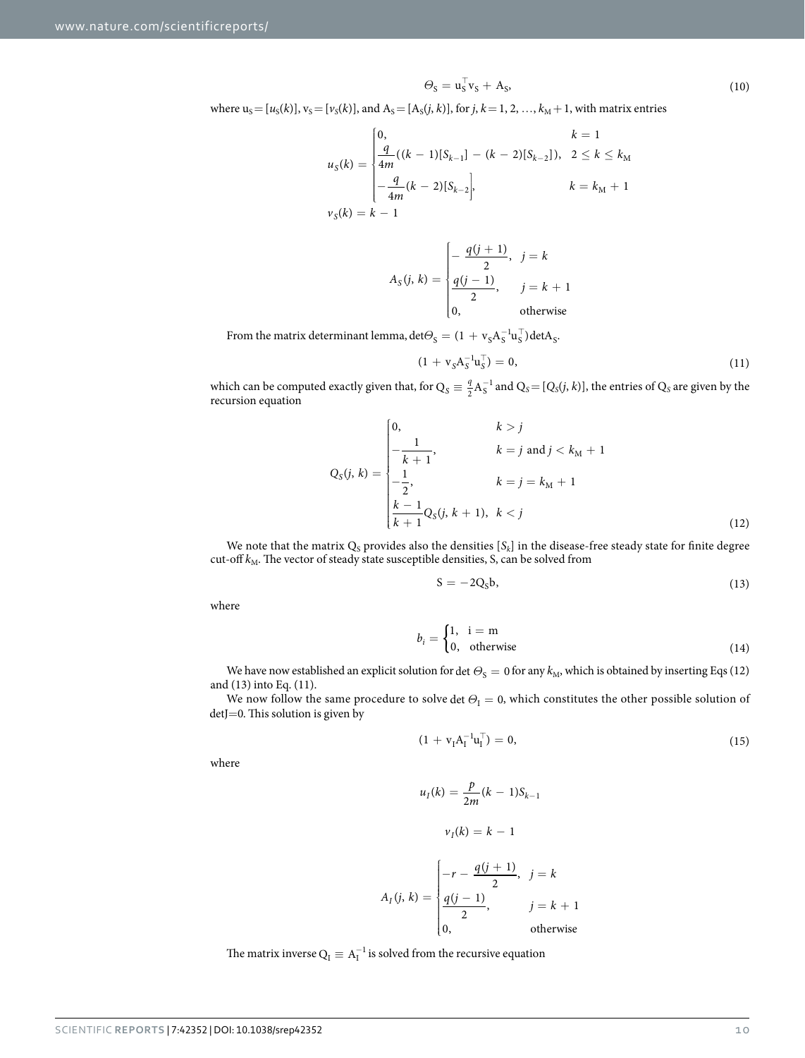$$\Theta_S = u_S^\top v_S + A_S, \tag{10}$$

where $u_S = [u_S(k)]$, $v_S = [v_S(k)]$, and $A_S = [A_S(j, k)]$, for $j, k = 1, 2, \ldots, k_M + 1$, with matrix entries

$$u_S(k) = \begin{cases} 0, & k = 1 \\ \frac{q}{4m}((k-1)[S_{k-1}] - (k-2)[S_{k-2}]), & 2 \le k \le k_M \\ -\frac{q}{4m}(k-2)[S_{k-2}], & k = k_M + 1 \end{cases}$$

$$v_S(k) = k - 1$$

$$A_S(j, k) = \begin{cases} -\frac{q(j+1)}{2}, & j = k \\ \frac{q(j-1)}{2}, & j = k + 1 \\ 0, & \text{otherwise} \end{cases}$$

From the matrix determinant lemma, $\det\Theta_S = (1 + v_S A_S^{-1} u_S^\top)\det A_S$.

$$(1 + v_S A_S^{-1} u_S^\top) = 0, \tag{11}$$

which can be computed exactly given that, for $Q_S \equiv \frac{q}{2} A_S^{-1}$ and $Q_S = [Q_S(j, k)]$, the entries of $Q_S$ are given by the recursion equation

$$Q_S(j, k) = \begin{cases} 0, & k > j \\ -\frac{1}{k+1}, & k = j \text{ and } j < k_M + 1 \\ -\frac{1}{2}, & k = j = k_M + 1 \\ \frac{k-1}{k+1} Q_S(j, k+1), & k < j \end{cases} \tag{12}$$

We note that the matrix $Q_S$ provides also the densities $[S_k]$ in the disease-free steady state for finite degree cut-off $k_M$. The vector of steady state susceptible densities, S, can be solved from

$$S = -2Q_S b, \tag{13}$$

where

$$b_i = \begin{cases} 1, & i = m \\ 0, & \text{otherwise} \end{cases} \tag{14}$$

We have now established an explicit solution for $\det\Theta_S = 0$ for any $k_M$, which is obtained by inserting Eqs (12) and (13) into Eq. (11).

We now follow the same procedure to solve $\det\Theta_I = 0$, which constitutes the other possible solution of $\det J = 0$. This solution is given by

$$(1 + v_I A_I^{-1} u_I^\top) = 0, \tag{15}$$

where

$$u_I(k) = \frac{p}{2m}(k-1)S_{k-1}$$

$$v_I(k) = k - 1$$

$$A_I(j, k) = \begin{cases} -r - \frac{q(j+1)}{2}, & j = k \\ \frac{q(j-1)}{2}, & j = k + 1 \\ 0, & \text{otherwise} \end{cases}$$

The matrix inverse $Q_I \equiv A_I^{-1}$ is solved from the recursive equation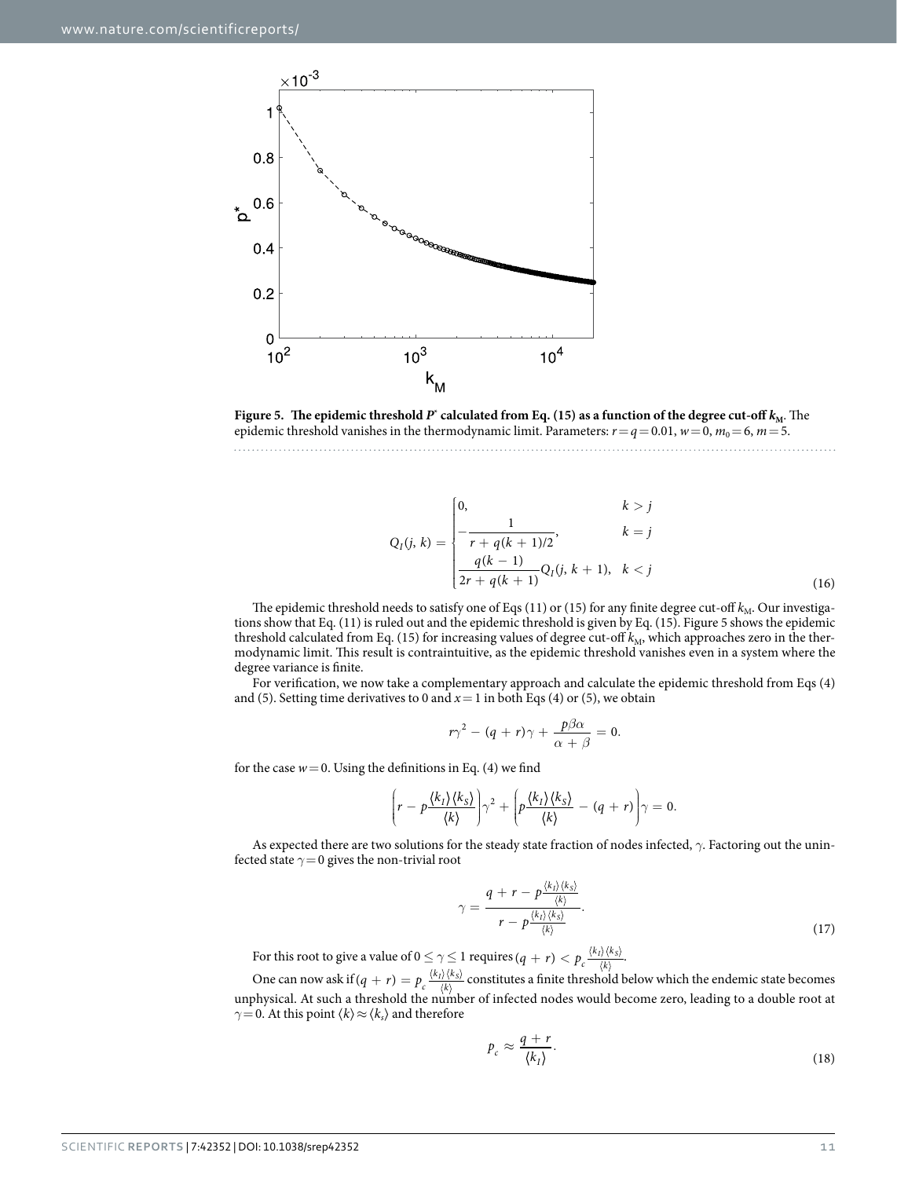**Figure 5. The epidemic threshold $P^*$ calculated from Eq. (15) as a function of the degree cut-off $k_M$.** The epidemic threshold vanishes in the thermodynamic limit. Parameters: $r = q = 0.01$, $w = 0$, $m_0 = 6$, $m = 5$.

$$Q_I(j, k) = \begin{cases} 0, & k > j \\ -\dfrac{1}{r + q(k+1)/2}, & k = j \\ \dfrac{q(k-1)}{2r + q(k+1)} Q_I(j, k+1), & k < j \end{cases} \tag{16}$$

The epidemic threshold needs to satisfy one of Eqs (11) or (15) for any finite degree cut-off $k_M$. Our investigations show that Eq. (11) is ruled out and the epidemic threshold is given by Eq. (15). Figure 5 shows the epidemic threshold calculated from Eq. (15) for increasing values of degree cut-off $k_M$, which approaches zero in the thermodynamic limit. This result is contraintuitive, as the epidemic threshold vanishes even in a system where the degree variance is finite.

For verification, we now take a complementary approach and calculate the epidemic threshold from Eqs (4) and (5). Setting time derivatives to 0 and $x = 1$ in both Eqs (4) or (5), we obtain

$$r\gamma^2 - (q + r)\gamma + \frac{p\beta\alpha}{\alpha + \beta} = 0.$$

for the case $w = 0$. Using the definitions in Eq. (4) we find

$$\left(r - p\frac{\langle k_I\rangle\langle k_S\rangle}{\langle k\rangle}\right)\gamma^2 + \left(p\frac{\langle k_I\rangle\langle k_S\rangle}{\langle k\rangle} - (q + r)\right)\gamma = 0.$$

As expected there are two solutions for the steady state fraction of nodes infected, $\gamma$. Factoring out the uninfected state $\gamma = 0$ gives the non-trivial root

$$\gamma = \frac{q + r - p\frac{\langle k_I\rangle\langle k_S\rangle}{\langle k\rangle}}{r - p\frac{\langle k_I\rangle\langle k_S\rangle}{\langle k\rangle}}. \tag{17}$$

For this root to give a value of $0 \le \gamma \le 1$ requires $(q + r) < p_c\frac{\langle k_I\rangle\langle k_S\rangle}{\langle k\rangle}$.

One can now ask if $(q + r) = p_c\frac{\langle k_I\rangle\langle k_S\rangle}{\langle k\rangle}$ constitutes a finite threshold below which the endemic state becomes unphysical. At such a threshold the number of infected nodes would become zero, leading to a double root at $\gamma = 0$. At this point $\langle k\rangle \approx \langle k_s\rangle$ and therefore

$$p_c \approx \frac{q + r}{\langle k_I\rangle}. \tag{18}$$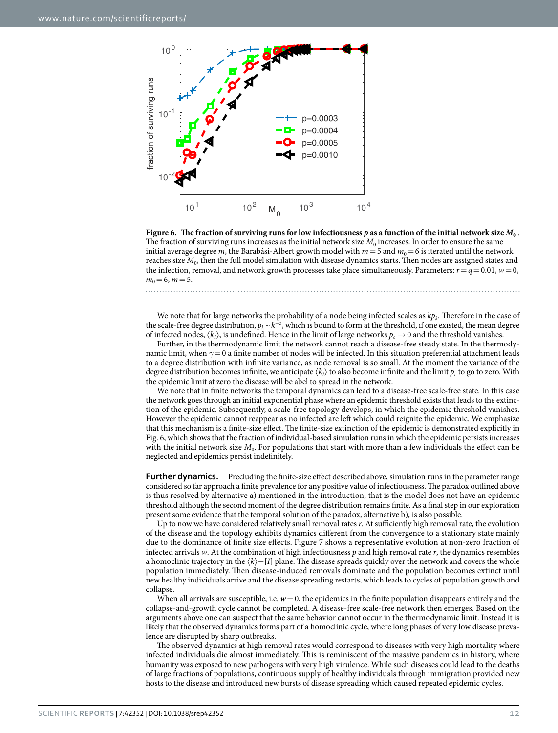**Figure 6. The fraction of surviving runs for low infectiousness *p* as a function of the initial network size $M_0$.** The fraction of surviving runs increases as the initial network size $M_0$ increases. In order to ensure the same initial average degree *m*, the Barabási-Albert growth model with $m = 5$ and $m_0 = 6$ is iterated until the network reaches size $M_0$, then the full model simulation with disease dynamics starts. Then nodes are assigned states and the infection, removal, and network growth processes take place simultaneously. Parameters: $r = q = 0.01$, $w = 0$, $m_0 = 6$, $m = 5$.

We note that for large networks the probability of a node being infected scales as $kp_k$. Therefore in the case of the scale-free degree distribution, $p_k \sim k^{-3}$, which is bound to form at the threshold, if one existed, the mean degree of infected nodes, $\langle k_I \rangle$, is undefined. Hence in the limit of large networks $p_c \to 0$ and the threshold vanishes.

Further, in the thermodynamic limit the network cannot reach a disease-free steady state. In the thermodynamic limit, when $\gamma = 0$ a finite number of nodes will be infected. In this situation preferential attachment leads to a degree distribution with infinite variance, as node removal is so small. At the moment the variance of the degree distribution becomes infinite, we anticipate $\langle k_I \rangle$ to also become infinite and the limit $p_c$ to go to zero. With the epidemic limit at zero the disease will be abel to spread in the network.

We note that in finite networks the temporal dynamics can lead to a disease-free scale-free state. In this case the network goes through an initial exponential phase where an epidemic threshold exists that leads to the extinction of the epidemic. Subsequently, a scale-free topology develops, in which the epidemic threshold vanishes. However the epidemic cannot reappear as no infected are left which could reignite the epidemic. We emphasize that this mechanism is a finite-size effect. The finite-size extinction of the epidemic is demonstrated explicitly in Fig. 6, which shows that the fraction of individual-based simulation runs in which the epidemic persists increases with the initial network size $M_0$. For populations that start with more than a few individuals the effect can be neglected and epidemics persist indefinitely.

**Further dynamics.** Precluding the finite-size effect described above, simulation runs in the parameter range considered so far approach a finite prevalence for any positive value of infectiousness. The paradox outlined above is thus resolved by alternative a) mentioned in the introduction, that is the model does not have an epidemic threshold although the second moment of the degree distribution remains finite. As a final step in our exploration present some evidence that the temporal solution of the paradox, alternative b), is also possible.

Up to now we have considered relatively small removal rates *r*. At sufficiently high removal rate, the evolution of the disease and the topology exhibits dynamics different from the convergence to a stationary state mainly due to the dominance of finite size effects. Figure 7 shows a representative evolution at non-zero fraction of infected arrivals *w*. At the combination of high infectiousness *p* and high removal rate *r*, the dynamics resembles a homoclinic trajectory in the $\langle k \rangle - [I]$ plane. The disease spreads quickly over the network and covers the whole population immediately. Then disease-induced removals dominate and the population becomes extinct until new healthy individuals arrive and the disease spreading restarts, which leads to cycles of population growth and collapse.

When all arrivals are susceptible, i.e. $w = 0$, the epidemics in the finite population disappears entirely and the collapse-and-growth cycle cannot be completed. A disease-free scale-free network then emerges. Based on the arguments above one can suspect that the same behavior cannot occur in the thermodynamic limit. Instead it is likely that the observed dynamics forms part of a homoclinic cycle, where long phases of very low disease prevalence are disrupted by sharp outbreaks.

The observed dynamics at high removal rates would correspond to diseases with very high mortality where infected individuals die almost immediately. This is reminiscent of the massive pandemics in history, where humanity was exposed to new pathogens with very high virulence. While such diseases could lead to the deaths of large fractions of populations, continuous supply of healthy individuals through immigration provided new hosts to the disease and introduced new bursts of disease spreading which caused repeated epidemic cycles.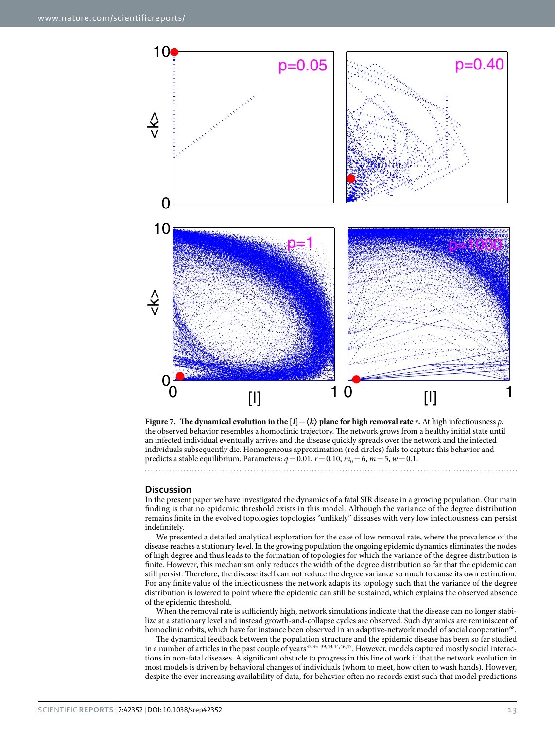**Figure 7. The dynamical evolution in the $[I]-\langle k\rangle$ plane for high removal rate *r*.** At high infectiousness $p$, the observed behavior resembles a homoclinic trajectory. The network grows from a healthy initial state until an infected individual eventually arrives and the disease quickly spreads over the network and the infected individuals subsequently die. Homogeneous approximation (red circles) fails to capture this behavior and predicts a stable equilibrium. Parameters: $q=0.01$, $r=0.10$, $m_0=6$, $m=5$, $w=0.1$.

## Discussion

In the present paper we have investigated the dynamics of a fatal SIR disease in a growing population. Our main finding is that no epidemic threshold exists in this model. Although the variance of the degree distribution remains finite in the evolved topologies topologies "unlikely" diseases with very low infectiousness can persist indefinitely.

We presented a detailed analytical exploration for the case of low removal rate, where the prevalence of the disease reaches a stationary level. In the growing population the ongoing epidemic dynamics eliminates the nodes of high degree and thus leads to the formation of topologies for which the variance of the degree distribution is finite. However, this mechanism only reduces the width of the degree distribution so far that the epidemic can still persist. Therefore, the disease itself can not reduce the degree variance so much to cause its own extinction. For any finite value of the infectiousness the network adapts its topology such that the variance of the degree distribution is lowered to point where the epidemic can still be sustained, which explains the observed absence of the epidemic threshold.

When the removal rate is sufficiently high, network simulations indicate that the disease can no longer stabilize at a stationary level and instead growth-and-collapse cycles are observed. Such dynamics are reminiscent of homoclinic orbits, which have for instance been observed in an adaptive-network model of social cooperation[68].

The dynamical feedback between the population structure and the epidemic disease has been so far studied in a number of articles in the past couple of years[32,35–39,43,44,46,47]. However, models captured mostly social interactions in non-fatal diseases. A significant obstacle to progress in this line of work if that the network evolution in most models is driven by behavioral changes of individuals (whom to meet, how often to wash hands). However, despite the ever increasing availability of data, for behavior often no records exist such that model predictions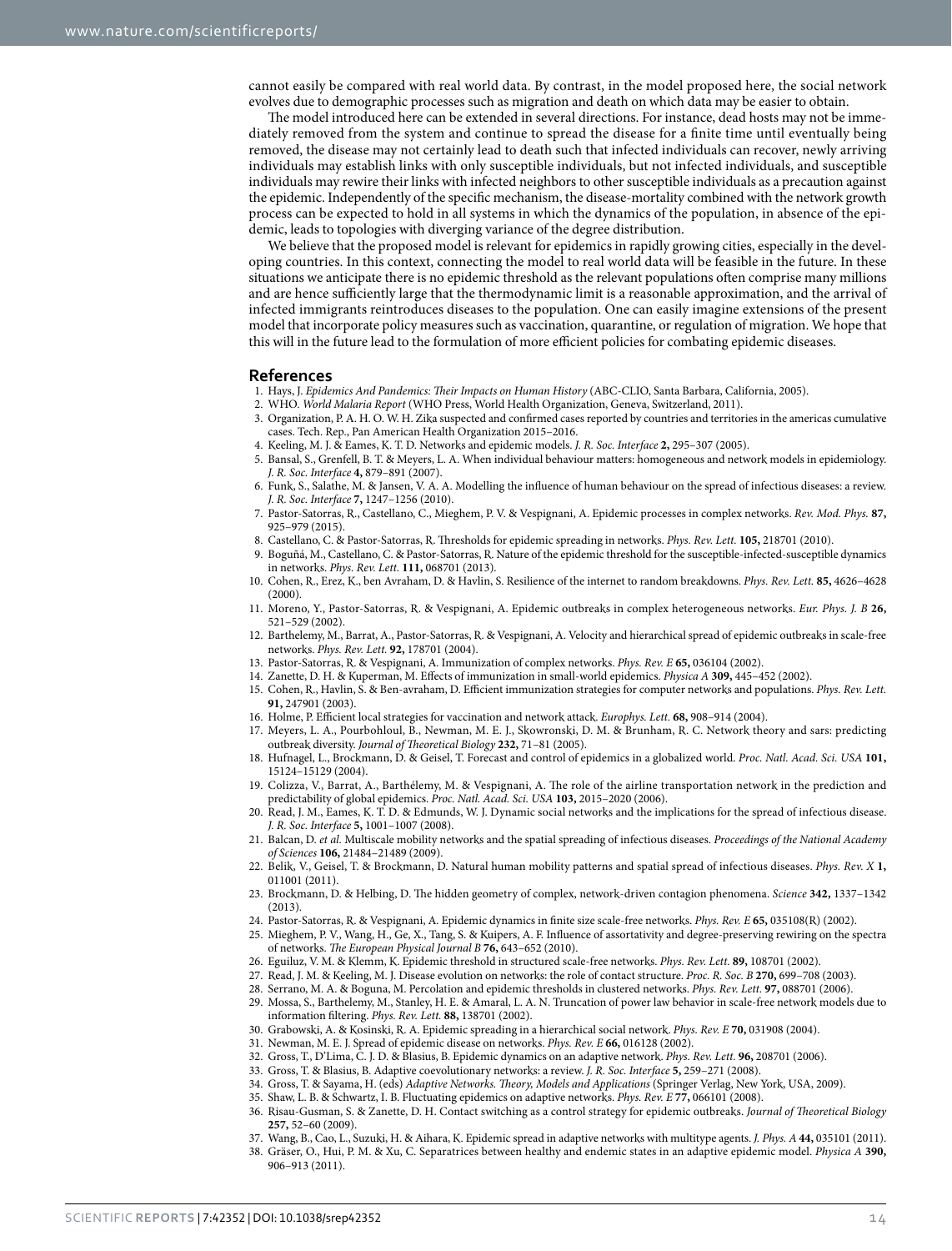cannot easily be compared with real world data. By contrast, in the model proposed here, the social network evolves due to demographic processes such as migration and death on which data may be easier to obtain.

The model introduced here can be extended in several directions. For instance, dead hosts may not be immediately removed from the system and continue to spread the disease for a finite time until eventually being removed, the disease may not certainly lead to death such that infected individuals can recover, newly arriving individuals may establish links with only susceptible individuals, but not infected individuals, and susceptible individuals may rewire their links with infected neighbors to other susceptible individuals as a precaution against the epidemic. Independently of the specific mechanism, the disease-mortality combined with the network growth process can be expected to hold in all systems in which the dynamics of the population, in absence of the epidemic, leads to topologies with diverging variance of the degree distribution.

We believe that the proposed model is relevant for epidemics in rapidly growing cities, especially in the developing countries. In this context, connecting the model to real world data will be feasible in the future. In these situations we anticipate there is no epidemic threshold as the relevant populations often comprise many millions and are hence sufficiently large that the thermodynamic limit is a reasonable approximation, and the arrival of infected immigrants reintroduces diseases to the population. One can easily imagine extensions of the present model that incorporate policy measures such as vaccination, quarantine, or regulation of migration. We hope that this will in the future lead to the formulation of more efficient policies for combating epidemic diseases.

## References

1. Hays, J. *Epidemics And Pandemics: Their Impacts on Human History* (ABC-CLIO, Santa Barbara, California, 2005).
2. WHO. *World Malaria Report* (WHO Press, World Health Organization, Geneva, Switzerland, 2011).
3. Organization, P. A. H. O. W. H. Zika suspected and confirmed cases reported by countries and territories in the americas cumulative cases. Tech. Rep., Pan American Health Organization 2015–2016.
4. Keeling, M. J. & Eames, K. T. D. Networks and epidemic models. *J. R. Soc. Interface* **2,** 295–307 (2005).
5. Bansal, S., Grenfell, B. T. & Meyers, L. A. When individual behaviour matters: homogeneous and network models in epidemiology. *J. R. Soc. Interface* **4,** 879–891 (2007).
6. Funk, S., Salathe, M. & Jansen, V. A. A. Modelling the influence of human behaviour on the spread of infectious diseases: a review. *J. R. Soc. Interface* **7,** 1247–1256 (2010).
7. Pastor-Satorras, R., Castellano, C., Mieghem, P. V. & Vespignani, A. Epidemic processes in complex networks. *Rev. Mod. Phys.* **87,** 925–979 (2015).
8. Castellano, C. & Pastor-Satorras, R. Thresholds for epidemic spreading in networks. *Phys. Rev. Lett.* **105,** 218701 (2010).
9. Boguñá, M., Castellano, C. & Pastor-Satorras, R. Nature of the epidemic threshold for the susceptible-infected-susceptible dynamics in networks. *Phys. Rev. Lett.* **111,** 068701 (2013).
10. Cohen, R., Erez, K., ben Avraham, D. & Havlin, S. Resilience of the internet to random breakdowns. *Phys. Rev. Lett.* **85,** 4626–4628 (2000).
11. Moreno, Y., Pastor-Satorras, R. & Vespignani, A. Epidemic outbreaks in complex heterogeneous networks. *Eur. Phys. J. B* **26,** 521–529 (2002).
12. Barthelemy, M., Barrat, A., Pastor-Satorras, R. & Vespignani, A. Velocity and hierarchical spread of epidemic outbreaks in scale-free networks. *Phys. Rev. Lett.* **92,** 178701 (2004).
13. Pastor-Satorras, R. & Vespignani, A. Immunization of complex networks. *Phys. Rev. E* **65,** 036104 (2002).
14. Zanette, D. H. & Kuperman, M. Effects of immunization in small-world epidemics. *Physica A* **309,** 445–452 (2002).
15. Cohen, R., Havlin, S. & Ben-avraham, D. Efficient immunization strategies for computer networks and populations. *Phys. Rev. Lett.* **91,** 247901 (2003).
16. Holme, P. Efficient local strategies for vaccination and network attack. *Europhys. Lett.* **68,** 908–914 (2004).
17. Meyers, L. A., Pourbohloul, B., Newman, M. E. J., Skowronski, D. M. & Brunham, R. C. Network theory and sars: predicting outbreak diversity. *Journal of Theoretical Biology* **232,** 71–81 (2005).
18. Hufnagel, L., Brockmann, D. & Geisel, T. Forecast and control of epidemics in a globalized world. *Proc. Natl. Acad. Sci. USA* **101,** 15124–15129 (2004).
19. Colizza, V., Barrat, A., Barthélemy, M. & Vespignani, A. The role of the airline transportation network in the prediction and predictability of global epidemics. *Proc. Natl. Acad. Sci. USA* **103,** 2015–2020 (2006).
20. Read, J. M., Eames, K. T. D. & Edmunds, W. J. Dynamic social networks and the implications for the spread of infectious disease. *J. R. Soc. Interface* **5,** 1001–1007 (2008).
21. Balcan, D. *et al.* Multiscale mobility networks and the spatial spreading of infectious diseases. *Proceedings of the National Academy of Sciences* **106,** 21484–21489 (2009).
22. Belik, V., Geisel, T. & Brockmann, D. Natural human mobility patterns and spatial spread of infectious diseases. *Phys. Rev. X* **1,** 011001 (2011).
23. Brockmann, D. & Helbing, D. The hidden geometry of complex, network-driven contagion phenomena. *Science* **342,** 1337–1342 (2013).
24. Pastor-Satorras, R. & Vespignani, A. Epidemic dynamics in finite size scale-free networks. *Phys. Rev. E* **65,** 035108(R) (2002).
25. Mieghem, P. V., Wang, H., Ge, X., Tang, S. & Kuipers, A. F. Influence of assortativity and degree-preserving rewiring on the spectra of networks. *The European Physical Journal B* **76,** 643–652 (2010).
26. Eguiluz, V. M. & Klemm, K. Epidemic threshold in structured scale-free networks. *Phys. Rev. Lett.* **89,** 108701 (2002).
27. Read, J. M. & Keeling, M. J. Disease evolution on networks: the role of contact structure. *Proc. R. Soc. B* **270,** 699–708 (2003).
28. Serrano, M. A. & Boguna, M. Percolation and epidemic thresholds in clustered networks. *Phys. Rev. Lett.* **97,** 088701 (2006).
29. Mossa, S., Barthelemy, M., Stanley, H. E. & Amaral, L. A. N. Truncation of power law behavior in scale-free network models due to information filtering. *Phys. Rev. Lett.* **88,** 138701 (2002).
30. Grabowski, A. & Kosinski, R. A. Epidemic spreading in a hierarchical social network. *Phys. Rev. E* **70,** 031908 (2004).
31. Newman, M. E. J. Spread of epidemic disease on networks. *Phys. Rev. E* **66,** 016128 (2002).
32. Gross, T., D'Lima, C. J. D. & Blasius, B. Epidemic dynamics on an adaptive network. *Phys. Rev. Lett.* **96,** 208701 (2006).
33. Gross, T. & Blasius, B. Adaptive coevolutionary networks: a review. *J. R. Soc. Interface* **5,** 259–271 (2008).
34. Gross, T. & Sayama, H. (eds) *Adaptive Networks. Theory, Models and Applications* (Springer Verlag, New York, USA, 2009).
35. Shaw, L. B. & Schwartz, I. B. Fluctuating epidemics on adaptive networks. *Phys. Rev. E* **77,** 066101 (2008).
36. Risau-Gusman, S. & Zanette, D. H. Contact switching as a control strategy for epidemic outbreaks. *Journal of Theoretical Biology* **257,** 52–60 (2009).
37. Wang, B., Cao, L., Suzuki, H. & Aihara, K. Epidemic spread in adaptive networks with multitype agents. *J. Phys. A* **44,** 035101 (2011).
38. Gräser, O., Hui, P. M. & Xu, C. Separatrices between healthy and endemic states in an adaptive epidemic model. *Physica A* **390,** 906–913 (2011).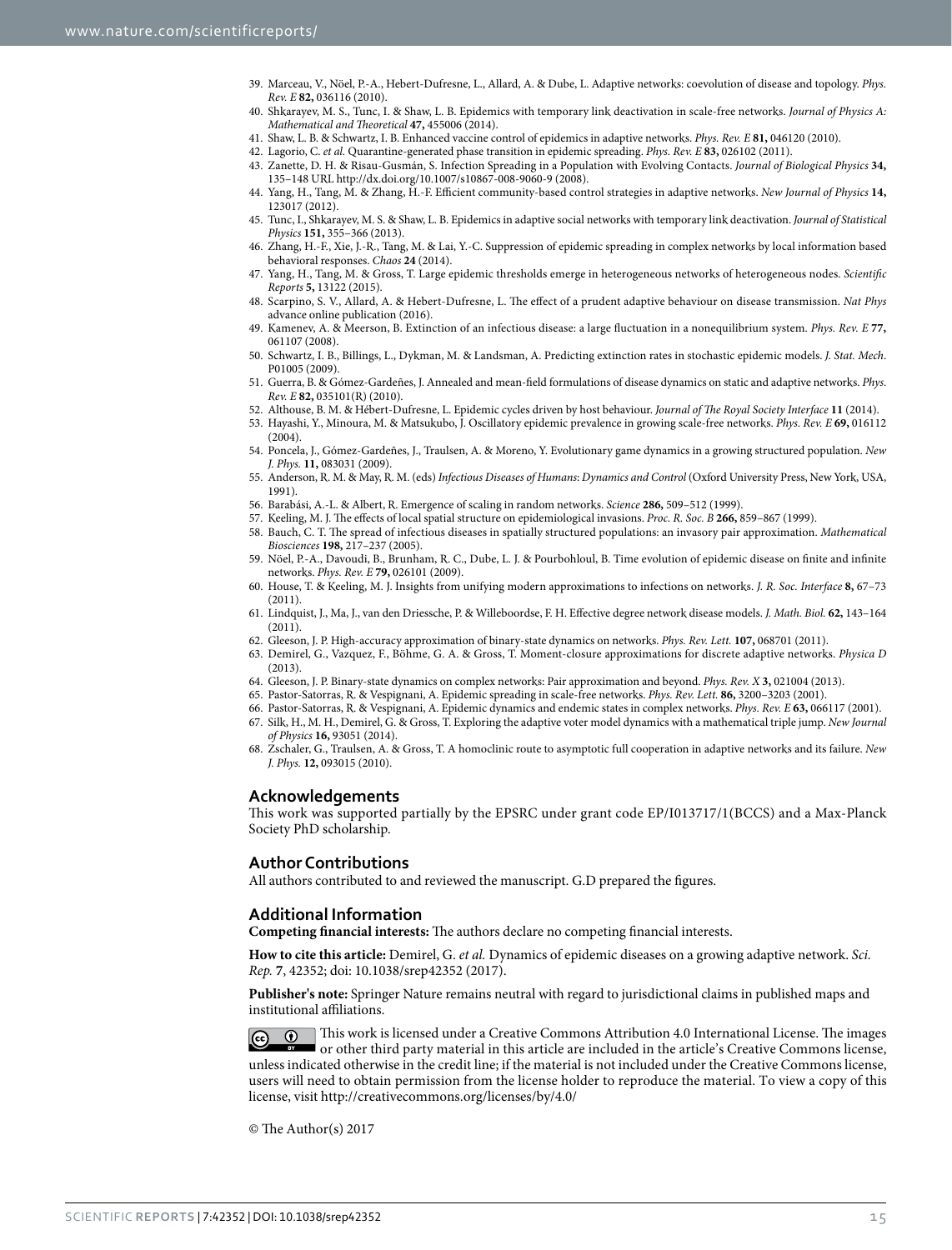39. Marceau, V., Nöel, P.-A., Hebert-Dufresne, L., Allard, A. & Dube, L. Adaptive networks: coevolution of disease and topology. *Phys. Rev. E* **82,** 036116 (2010).
40. Shkarayev, M. S., Tunc, I. & Shaw, L. B. Epidemics with temporary link deactivation in scale-free networks. *Journal of Physics A: Mathematical and Theoretical* **47,** 455006 (2014).
41. Shaw, L. B. & Schwartz, I. B. Enhanced vaccine control of epidemics in adaptive networks. *Phys. Rev. E* **81,** 046120 (2010).
42. Lagorio, C. *et al.* Quarantine-generated phase transition in epidemic spreading. *Phys. Rev. E* **83,** 026102 (2011).
43. Zanette, D. H. & Risau-Gusmán, S. Infection Spreading in a Population with Evolving Contacts. *Journal of Biological Physics* **34,** 135–148 URL http://dx.doi.org/10.1007/s10867-008-9060-9 (2008).
44. Yang, H., Tang, M. & Zhang, H.-F. Efficient community-based control strategies in adaptive networks. *New Journal of Physics* **14,** 123017 (2012).
45. Tunc, I., Shkarayev, M. S. & Shaw, L. B. Epidemics in adaptive social networks with temporary link deactivation. *Journal of Statistical Physics* **151,** 355–366 (2013).
46. Zhang, H.-F., Xie, J.-R., Tang, M. & Lai, Y.-C. Suppression of epidemic spreading in complex networks by local information based behavioral responses. *Chaos* **24** (2014).
47. Yang, H., Tang, M. & Gross, T. Large epidemic thresholds emerge in heterogeneous networks of heterogeneous nodes. *Scientific Reports* **5,** 13122 (2015).
48. Scarpino, S. V., Allard, A. & Hebert-Dufresne, L. The effect of a prudent adaptive behaviour on disease transmission. *Nat Phys* advance online publication (2016).
49. Kamenev, A. & Meerson, B. Extinction of an infectious disease: a large fluctuation in a nonequilibrium system. *Phys. Rev. E* **77,** 061107 (2008).
50. Schwartz, I. B., Billings, L., Dykman, M. & Landsman, A. Predicting extinction rates in stochastic epidemic models. *J. Stat. Mech*. P01005 (2009).
51. Guerra, B. & Gómez-Gardeñes, J. Annealed and mean-field formulations of disease dynamics on static and adaptive networks. *Phys. Rev. E* **82,** 035101(R) (2010).
52. Althouse, B. M. & Hébert-Dufresne, L. Epidemic cycles driven by host behaviour. *Journal of The Royal Society Interface* **11** (2014).
53. Hayashi, Y., Minoura, M. & Matsukubo, J. Oscillatory epidemic prevalence in growing scale-free networks. *Phys. Rev. E* **69,** 016112 (2004).
54. Poncela, J., Gómez-Gardeñes, J., Traulsen, A. & Moreno, Y. Evolutionary game dynamics in a growing structured population. *New J. Phys.* **11,** 083031 (2009).
55. Anderson, R. M. & May, R. M. (eds) *Infectious Diseases of Humans: Dynamics and Control* (Oxford University Press, New York, USA, 1991).
56. Barabási, A.-L. & Albert, R. Emergence of scaling in random networks. *Science* **286,** 509–512 (1999).
57. Keeling, M. J. The effects of local spatial structure on epidemiological invasions. *Proc. R. Soc. B* **266,** 859–867 (1999).
58. Bauch, C. T. The spread of infectious diseases in spatially structured populations: an invasory pair approximation. *Mathematical Biosciences* **198,** 217–237 (2005).
59. Nöel, P.-A., Davoudi, B., Brunham, R. C., Dube, L. J. & Pourbohloul, B. Time evolution of epidemic disease on finite and infinite networks. *Phys. Rev. E* **79,** 026101 (2009).
60. House, T. & Keeling, M. J. Insights from unifying modern approximations to infections on networks. *J. R. Soc. Interface* **8,** 67–73 (2011).
61. Lindquist, J., Ma, J., van den Driessche, P. & Willeboordse, F. H. Effective degree network disease models. *J. Math. Biol.* **62,** 143–164 (2011).
62. Gleeson, J. P. High-accuracy approximation of binary-state dynamics on networks. *Phys. Rev. Lett.* **107,** 068701 (2011).
63. Demirel, G., Vazquez, F., Böhme, G. A. & Gross, T. Moment-closure approximations for discrete adaptive networks. *Physica D* (2013).
64. Gleeson, J. P. Binary-state dynamics on complex networks: Pair approximation and beyond. *Phys. Rev. X* **3,** 021004 (2013).
65. Pastor-Satorras, R. & Vespignani, A. Epidemic spreading in scale-free networks. *Phys. Rev. Lett.* **86,** 3200–3203 (2001).
66. Pastor-Satorras, R. & Vespignani, A. Epidemic dynamics and endemic states in complex networks. *Phys. Rev. E* **63,** 066117 (2001).
67. Silk, H., M. H., Demirel, G. & Gross, T. Exploring the adaptive voter model dynamics with a mathematical triple jump. *New Journal of Physics* **16,** 93051 (2014).
68. Zschaler, G., Traulsen, A. & Gross, T. A homoclinic route to asymptotic full cooperation in adaptive networks and its failure. *New J. Phys.* **12,** 093015 (2010).

## Acknowledgements

This work was supported partially by the EPSRC under grant code EP/I013717/1(BCCS) and a Max-Planck Society PhD scholarship.

## Author Contributions

All authors contributed to and reviewed the manuscript. G.D prepared the figures.

## Additional Information

**Competing financial interests:** The authors declare no competing financial interests.

**How to cite this article:** Demirel, G. *et al.* Dynamics of epidemic diseases on a growing adaptive network. *Sci. Rep.* **7**, 42352; doi: 10.1038/srep42352 (2017).

**Publisher's note:** Springer Nature remains neutral with regard to jurisdictional claims in published maps and institutional affiliations.

This work is licensed under a Creative Commons Attribution 4.0 International License. The images or other third party material in this article are included in the article's Creative Commons license, unless indicated otherwise in the credit line; if the material is not included under the Creative Commons license, users will need to obtain permission from the license holder to reproduce the material. To view a copy of this license, visit http://creativecommons.org/licenses/by/4.0/

© The Author(s) 2017